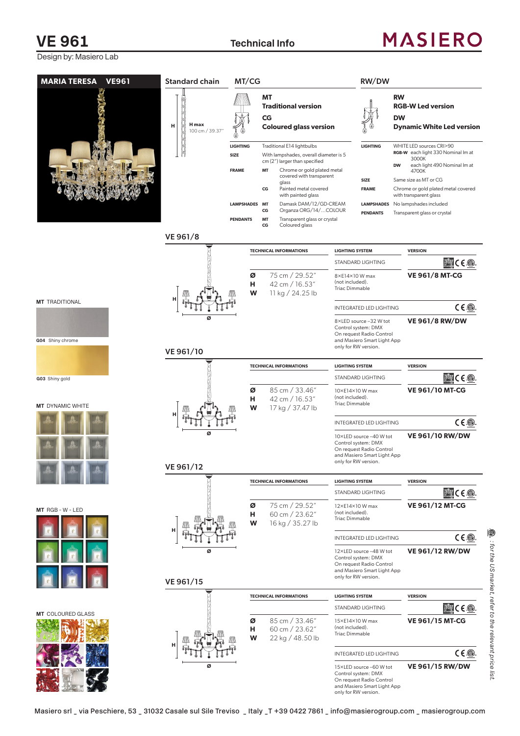# VE 961

Design by: Masiero Lab

## Technical Info

MASIERO

**MARIA TERESA VE961**

## Standard chain

H max 100 cm / 39.37"

## MT/CG

**MT** Traditional version

**CG** Coloured glass version

| | | |
|---|---|---|
| LIGHTING | | Traditional E14 lightbulbs |
| SIZE | | With lampshades, overall diameter is 5 cm (2") larger than specified |
| FRAME | MT | Chrome or gold plated metal covered with transparent glass |
| | CG | Painted metal covered with painted glass |
| LAMPSHADES | MT | Damask DAM/12/GD-CREAM |
| | CG | Organza ORG/14/...COLOUR |
| PENDANTS | MT | Transparent glass or crystal |
| | CG | Coloured glass |

## RW/DW

**RW** RGB-W Led version

**DW** Dynamic White Led version

| | | |
|---|---|---|
| LIGHTING | | WHITE LED sources CRI>90 |
| | RGB-W | each light 330 Nominal lm at 3000K |
| | DW | each light 490 Nominal lm at 4700K |
| SIZE | | Same size as MT or CG |
| FRAME | | Chrome or gold plated metal covered with transparent glass |
| LAMPSHADES | | No lampshades included |
| PENDANTS | | Transparent glass or crystal |

**MT** TRADITIONAL

G04 Shiny chrome

G03 Shiny gold

**MT** DYNAMIC WHITE

**MT** RGB - W - LED

**MT** COLOURED GLASS

## VE 961/8

| TECHNICAL INFORMATIONS | LIGHTING SYSTEM | VERSION |
|---|---|---|
| Ø 75 cm / 29.52"<br>H 42 cm / 16.53"<br>W 11 kg / 24.25 lb | STANDARD LIGHTING<br>8×E14×10 W max (not included). Triac Dimmable | VE 961/8 MT-CG |
| | INTEGRATED LED LIGHTING<br>8×LED source –32 W tot Control system: DMX On request Radio Control and Masiero Smart Light App only for RW version. | VE 961/8 RW/DW |

## VE 961/10

| TECHNICAL INFORMATIONS | LIGHTING SYSTEM | VERSION |
|---|---|---|
| Ø 85 cm / 33.46"<br>H 42 cm / 16.53"<br>W 17 kg / 37.47 lb | STANDARD LIGHTING<br>10×E14×10 W max (not included). Triac Dimmable | VE 961/10 MT-CG |
| | INTEGRATED LED LIGHTING<br>10×LED source –40 W tot Control system: DMX On request Radio Control and Masiero Smart Light App only for RW version. | VE 961/10 RW/DW |

## VE 961/12

| TECHNICAL INFORMATIONS | LIGHTING SYSTEM | VERSION |
|---|---|---|
| Ø 75 cm / 29.52"<br>H 60 cm / 23.62"<br>W 16 kg / 35.27 lb | STANDARD LIGHTING<br>12×E14×10 W max (not included). Triac Dimmable | VE 961/12 MT-CG |
| | INTEGRATED LED LIGHTING<br>12×LED source –48 W tot Control system: DMX On request Radio Control and Masiero Smart Light App only for RW version. | VE 961/12 RW/DW |

## VE 961/15

| TECHNICAL INFORMATIONS | LIGHTING SYSTEM | VERSION |
|---|---|---|
| Ø 85 cm / 33.46"<br>H 60 cm / 23.62"<br>W 22 kg / 48.50 lb | STANDARD LIGHTING<br>15×E14×10 W max (not included). Triac Dimmable | VE 961/15 MT-CG |
| | INTEGRATED LED LIGHTING<br>15×LED source –60 W tot Control system: DMX On request Radio Control and Masiero Smart Light App only for RW version. | VE 961/15 RW/DW |

*: for the US market, refer to the relevant price list.*

Masiero srl _ via Peschiere, 53 _ 31032 Casale sul Sile Treviso _ Italy _T +39 0422 7861 _ info@masierogroup.com _ masierogroup.com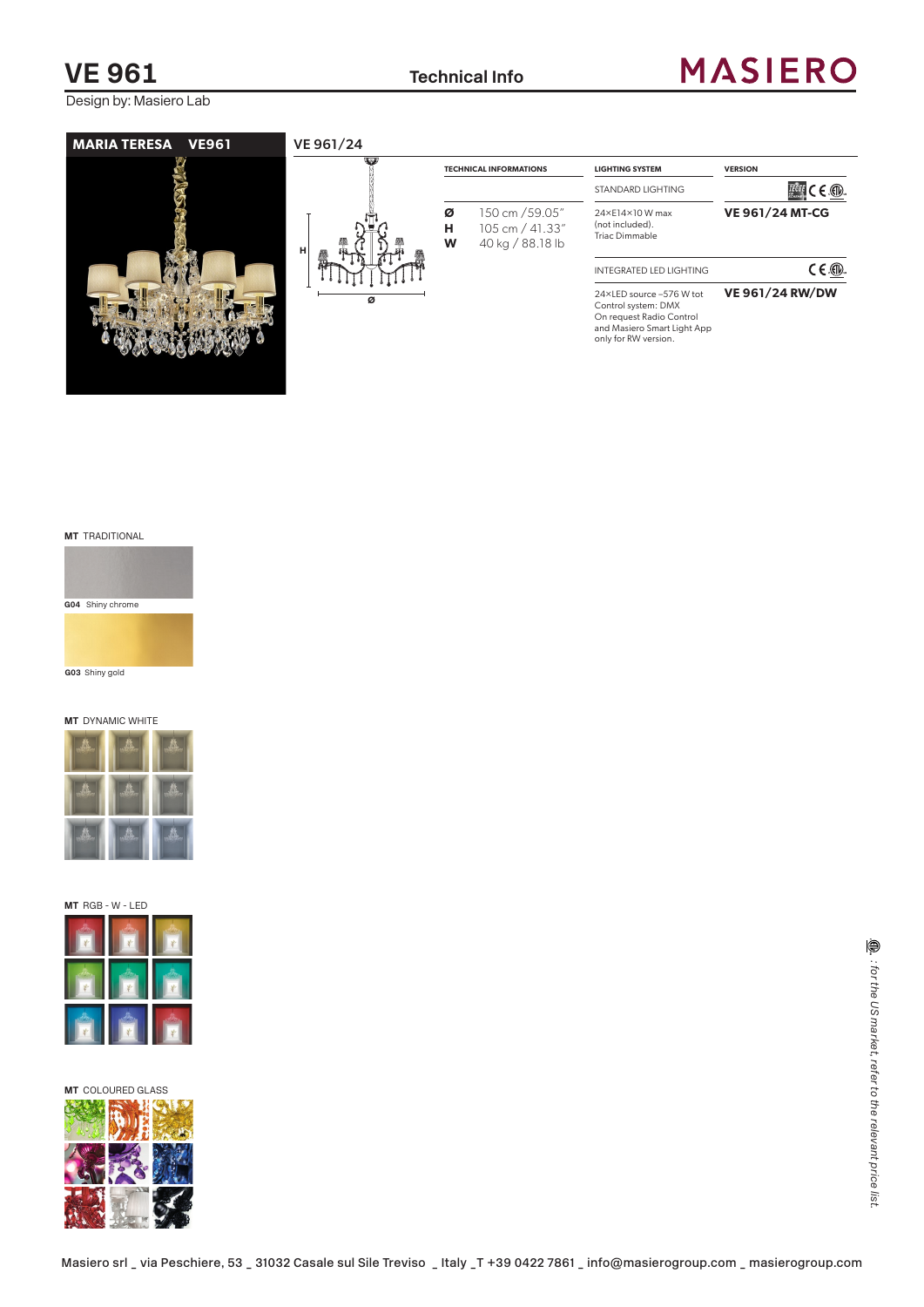# VE 961

**Technical Info**

Design by: Masiero Lab

**MARIA TERESA VE961**

## VE 961/24

H

Ø

| TECHNICAL INFORMATIONS | | LIGHTING SYSTEM | VERSION |
|---|---|---|---|
| | | STANDARD LIGHTING | |
| **Ø** | 150 cm / 59.05″ | 24×E14×10 W max (not included). Triac Dimmable | **VE 961/24 MT-CG** |
| **H** | 105 cm / 41.33″ | | |
| **W** | 40 kg / 88.18 lb | | |
| | | INTEGRATED LED LIGHTING | |
| | | 24×LED source ~576 W tot Control system: DMX On request Radio Control and Masiero Smart Light App only for RW version. | **VE 961/24 RW/DW** |

**MT** TRADITIONAL

**G04** Shiny chrome

**G03** Shiny gold

**MT** DYNAMIC WHITE

**MT** RGB - W - LED

**MT** COLOURED GLASS

*: for the US market, refer to the relevant price list.*

Masiero srl _ via Peschiere, 53 _ 31032 Casale sul Sile Treviso _ Italy _T +39 0422 7861 _ info@masierogroup.com _ masierogroup.com